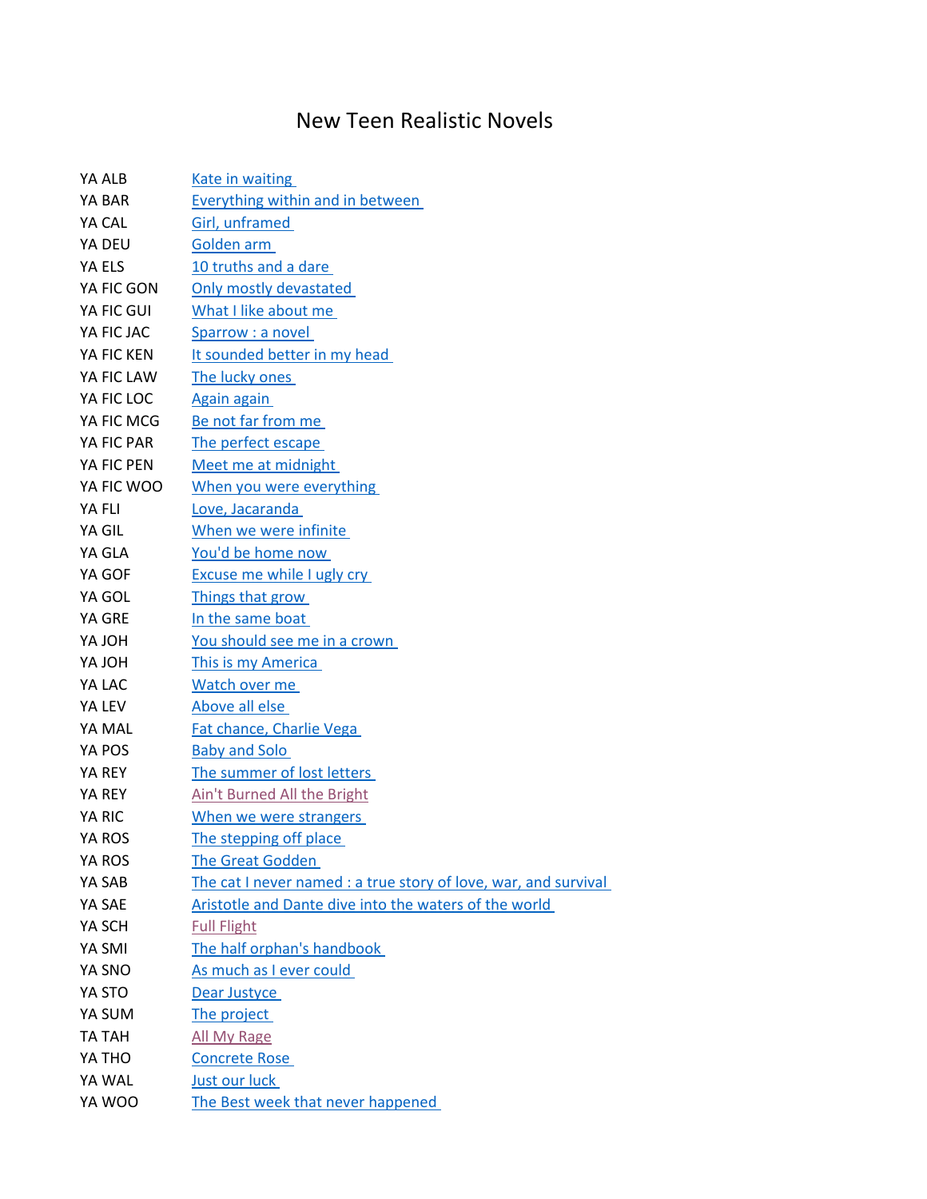# New Teen Realistic Novels

| | |
|---|---|
| YA ALB | Kate in waiting |
| YA BAR | Everything within and in between |
| YA CAL | Girl, unframed |
| YA DEU | Golden arm |
| YA ELS | 10 truths and a dare |
| YA FIC GON | Only mostly devastated |
| YA FIC GUI | What I like about me |
| YA FIC JAC | Sparrow : a novel |
| YA FIC KEN | It sounded better in my head |
| YA FIC LAW | The lucky ones |
| YA FIC LOC | Again again |
| YA FIC MCG | Be not far from me |
| YA FIC PAR | The perfect escape |
| YA FIC PEN | Meet me at midnight |
| YA FIC WOO | When you were everything |
| YA FLI | Love, Jacaranda |
| YA GIL | When we were infinite |
| YA GLA | You'd be home now |
| YA GOF | Excuse me while I ugly cry |
| YA GOL | Things that grow |
| YA GRE | In the same boat |
| YA JOH | You should see me in a crown |
| YA JOH | This is my America |
| YA LAC | Watch over me |
| YA LEV | Above all else |
| YA MAL | Fat chance, Charlie Vega |
| YA POS | Baby and Solo |
| YA REY | The summer of lost letters |
| YA REY | Ain't Burned All the Bright |
| YA RIC | When we were strangers |
| YA ROS | The stepping off place |
| YA ROS | The Great Godden |
| YA SAB | The cat I never named : a true story of love, war, and survival |
| YA SAE | Aristotle and Dante dive into the waters of the world |
| YA SCH | Full Flight |
| YA SMI | The half orphan's handbook |
| YA SNO | As much as I ever could |
| YA STO | Dear Justyce |
| YA SUM | The project |
| TA TAH | All My Rage |
| YA THO | Concrete Rose |
| YA WAL | Just our luck |
| YA WOO | The Best week that never happened |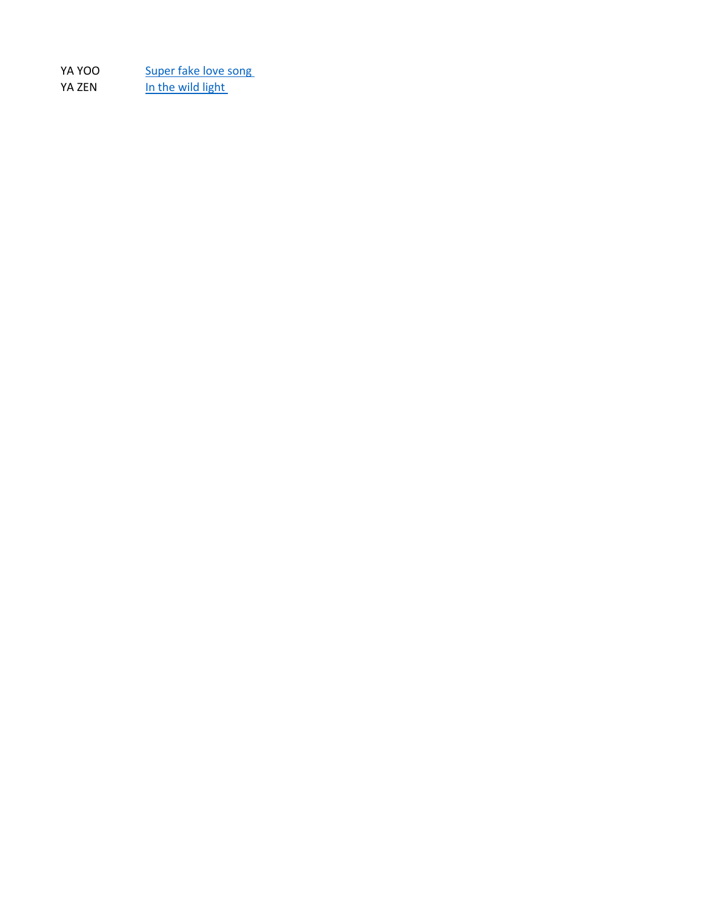| | |
|---|---|
| YA YOO | Super fake love song |
| YA ZEN | In the wild light |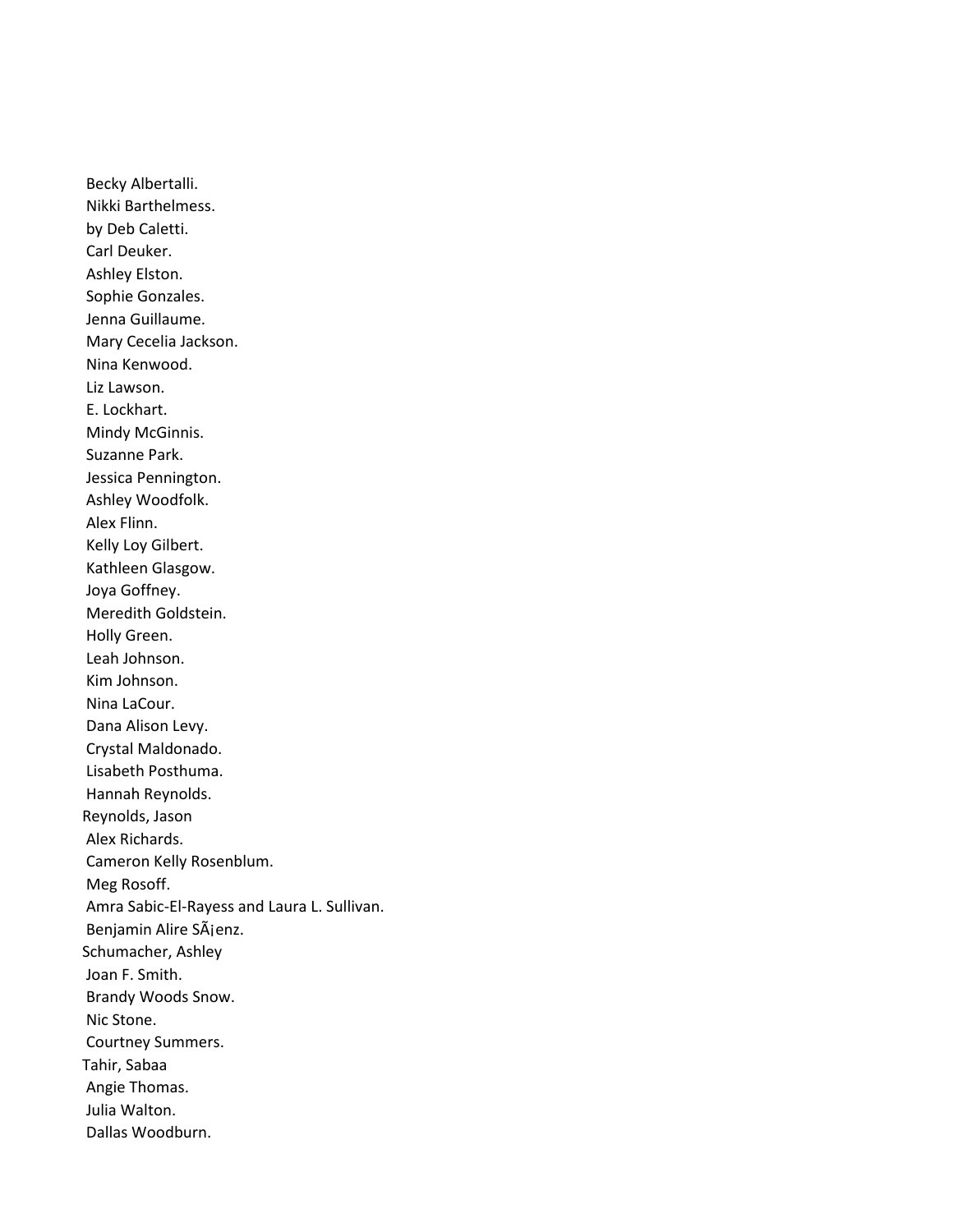Becky Albertalli.
Nikki Barthelmess.
by Deb Caletti.
Carl Deuker.
Ashley Elston.
Sophie Gonzales.
Jenna Guillaume.
Mary Cecelia Jackson.
Nina Kenwood.
Liz Lawson.
E. Lockhart.
Mindy McGinnis.
Suzanne Park.
Jessica Pennington.
Ashley Woodfolk.
Alex Flinn.
Kelly Loy Gilbert.
Kathleen Glasgow.
Joya Goffney.
Meredith Goldstein.
Holly Green.
Leah Johnson.
Kim Johnson.
Nina LaCour.
Dana Alison Levy.
Crystal Maldonado.
Lisabeth Posthuma.
Hannah Reynolds.
Reynolds, Jason
Alex Richards.
Cameron Kelly Rosenblum.
Meg Rosoff.
Amra Sabic-El-Rayess and Laura L. Sullivan.
Benjamin Alire SÃ¡enz.
Schumacher, Ashley
Joan F. Smith.
Brandy Woods Snow.
Nic Stone.
Courtney Summers.
Tahir, Sabaa
Angie Thomas.
Julia Walton.
Dallas Woodburn.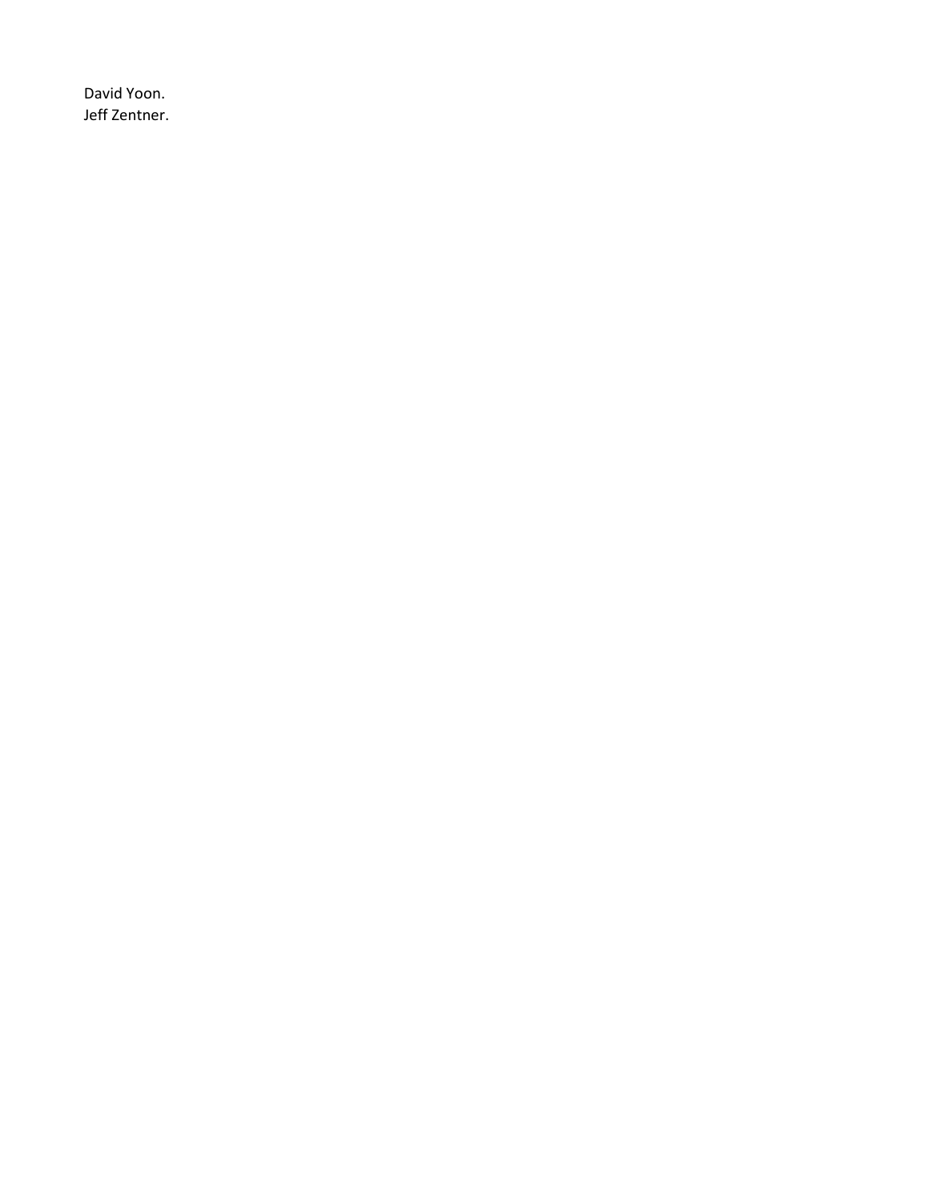David Yoon.
Jeff Zentner.